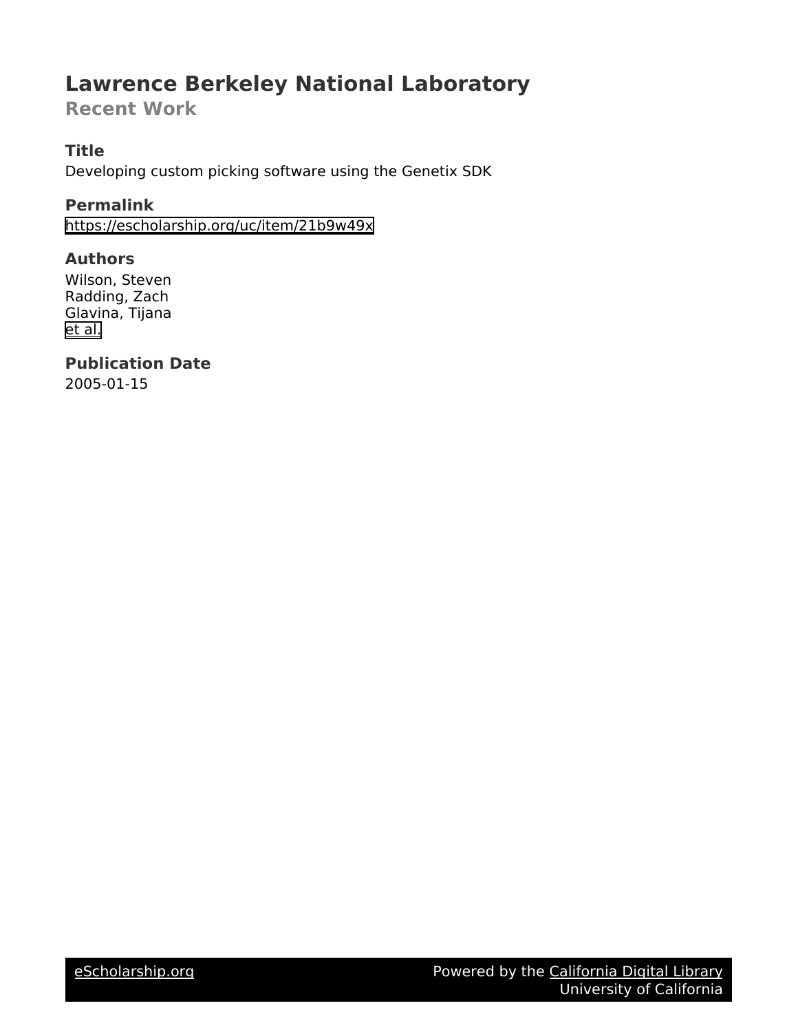# Lawrence Berkeley National Laboratory

## Recent Work

### Title

Developing custom picking software using the Genetix SDK

### Permalink

https://escholarship.org/uc/item/21b9w49x

### Authors

Wilson, Steven
Radding, Zach
Glavina, Tijana
et al.

### Publication Date

2005-01-15

eScholarship.org　　　Powered by the California Digital Library
University of California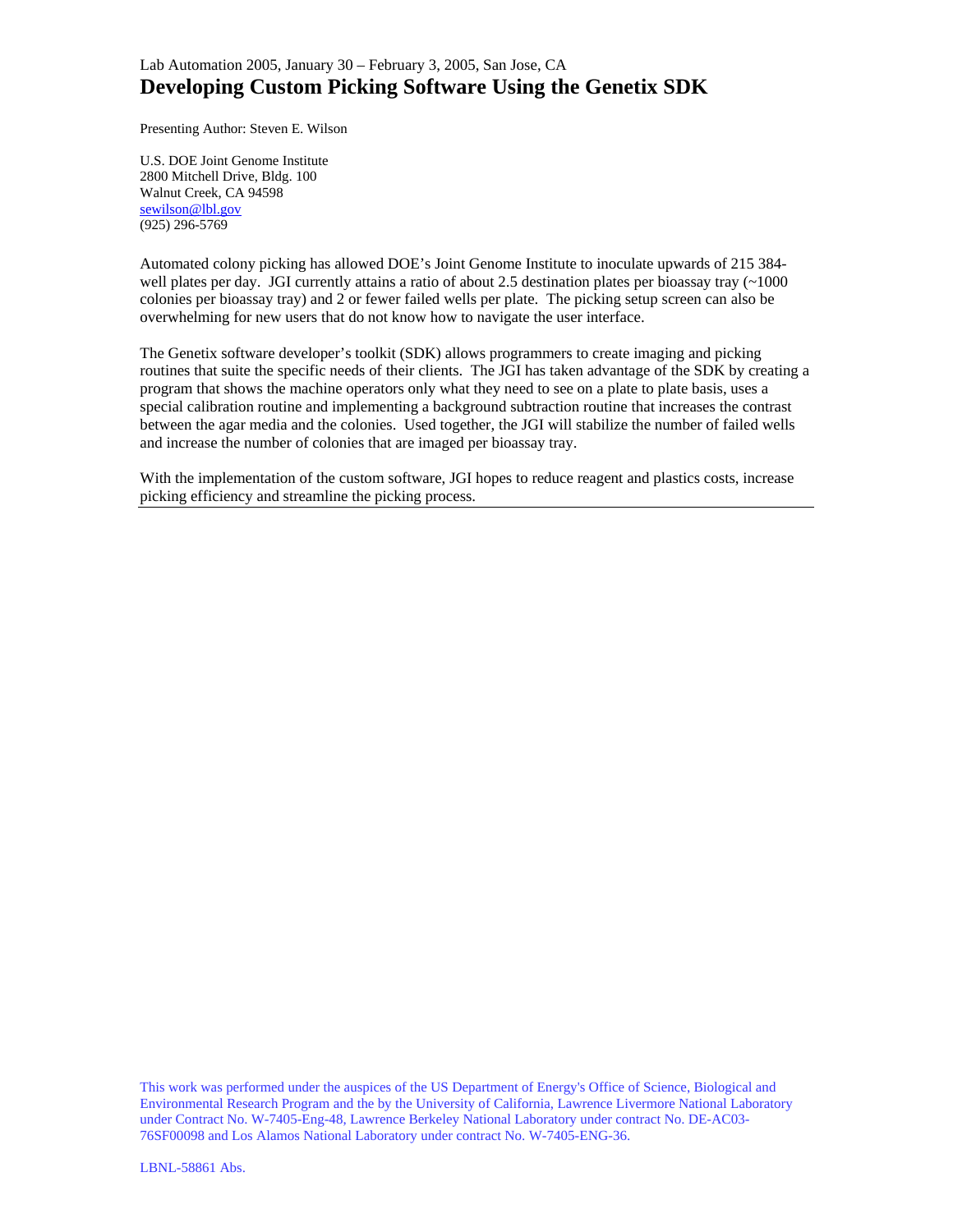Lab Automation 2005, January 30 – February 3, 2005, San Jose, CA

# Developing Custom Picking Software Using the Genetix SDK

Presenting Author: Steven E. Wilson

U.S. DOE Joint Genome Institute  
2800 Mitchell Drive, Bldg. 100  
Walnut Creek, CA 94598  
sewilson@lbl.gov  
(925) 296-5769

Automated colony picking has allowed DOE's Joint Genome Institute to inoculate upwards of 215 384-well plates per day. JGI currently attains a ratio of about 2.5 destination plates per bioassay tray (~1000 colonies per bioassay tray) and 2 or fewer failed wells per plate. The picking setup screen can also be overwhelming for new users that do not know how to navigate the user interface.

The Genetix software developer's toolkit (SDK) allows programmers to create imaging and picking routines that suite the specific needs of their clients. The JGI has taken advantage of the SDK by creating a program that shows the machine operators only what they need to see on a plate to plate basis, uses a special calibration routine and implementing a background subtraction routine that increases the contrast between the agar media and the colonies. Used together, the JGI will stabilize the number of failed wells and increase the number of colonies that are imaged per bioassay tray.

With the implementation of the custom software, JGI hopes to reduce reagent and plastics costs, increase picking efficiency and streamline the picking process.

---

This work was performed under the auspices of the US Department of Energy's Office of Science, Biological and Environmental Research Program and the by the University of California, Lawrence Livermore National Laboratory under Contract No. W-7405-Eng-48, Lawrence Berkeley National Laboratory under contract No. DE-AC03-76SF00098 and Los Alamos National Laboratory under contract No. W-7405-ENG-36.

LBNL-58861 Abs.